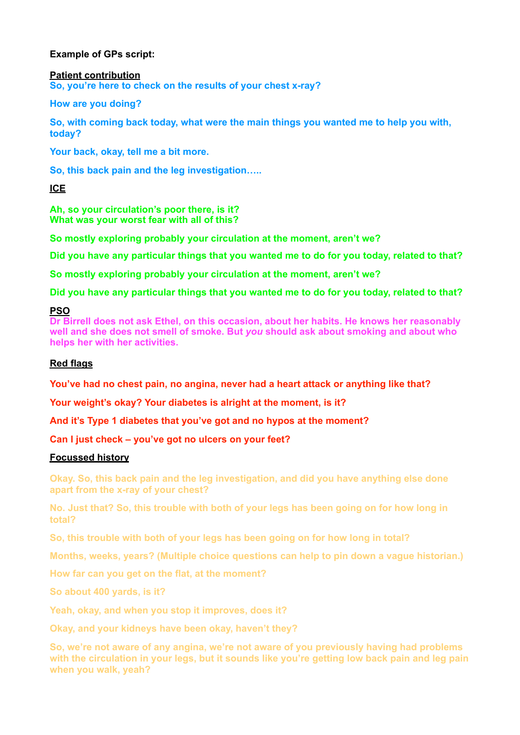**Example of GPs script:**

**Patient contribution**

**So, you're here to check on the results of your chest x-ray?**

**How are you doing?**

**So, with coming back today, what were the main things you wanted me to help you with, today?**

**Your back, okay, tell me a bit more.**

**So, this back pain and the leg investigation…..**

**ICE**

**Ah, so your circulation's poor there, is it?**
**What was your worst fear with all of this?**

**So mostly exploring probably your circulation at the moment, aren't we?**

**Did you have any particular things that you wanted me to do for you today, related to that?**

**So mostly exploring probably your circulation at the moment, aren't we?**

**Did you have any particular things that you wanted me to do for you today, related to that?**

**PSO**

**Dr Birrell does not ask Ethel, on this occasion, about her habits. He knows her reasonably well and she does not smell of smoke. But *you* should ask about smoking and about who helps her with her activities.**

**Red flags**

**You've had no chest pain, no angina, never had a heart attack or anything like that?**

**Your weight's okay? Your diabetes is alright at the moment, is it?**

**And it's Type 1 diabetes that you've got and no hypos at the moment?**

**Can I just check – you've got no ulcers on your feet?**

**Focussed history**

**Okay. So, this back pain and the leg investigation, and did you have anything else done apart from the x-ray of your chest?**

**No. Just that? So, this trouble with both of your legs has been going on for how long in total?**

**So, this trouble with both of your legs has been going on for how long in total?**

**Months, weeks, years? (Multiple choice questions can help to pin down a vague historian.)**

**How far can you get on the flat, at the moment?**

**So about 400 yards, is it?**

**Yeah, okay, and when you stop it improves, does it?**

**Okay, and your kidneys have been okay, haven't they?**

**So, we're not aware of any angina, we're not aware of you previously having had problems with the circulation in your legs, but it sounds like you're getting low back pain and leg pain when you walk, yeah?**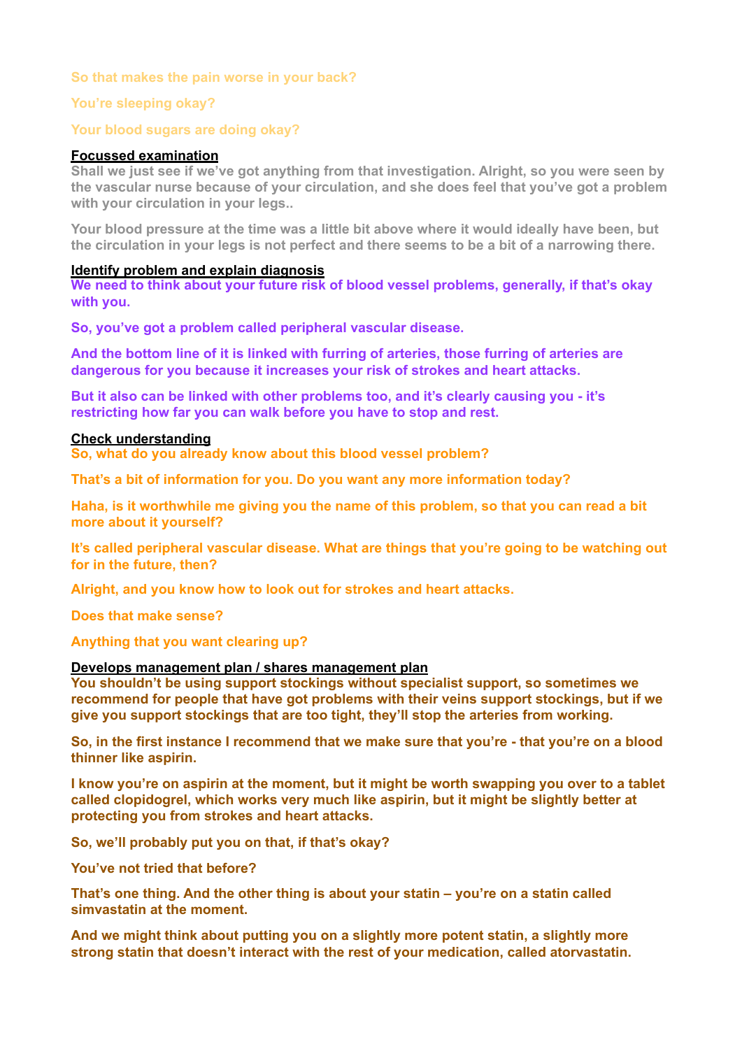**So that makes the pain worse in your back?**

**You're sleeping okay?**

**Your blood sugars are doing okay?**

## Focussed examination

**Shall we just see if we've got anything from that investigation. Alright, so you were seen by the vascular nurse because of your circulation, and she does feel that you've got a problem with your circulation in your legs..**

**Your blood pressure at the time was a little bit above where it would ideally have been, but the circulation in your legs is not perfect and there seems to be a bit of a narrowing there.**

## Identify problem and explain diagnosis

**We need to think about your future risk of blood vessel problems, generally, if that's okay with you.**

**So, you've got a problem called peripheral vascular disease.**

**And the bottom line of it is linked with furring of arteries, those furring of arteries are dangerous for you because it increases your risk of strokes and heart attacks.**

**But it also can be linked with other problems too, and it's clearly causing you - it's restricting how far you can walk before you have to stop and rest.**

## Check understanding

**So, what do you already know about this blood vessel problem?**

**That's a bit of information for you. Do you want any more information today?**

**Haha, is it worthwhile me giving you the name of this problem, so that you can read a bit more about it yourself?**

**It's called peripheral vascular disease. What are things that you're going to be watching out for in the future, then?**

**Alright, and you know how to look out for strokes and heart attacks.**

**Does that make sense?**

**Anything that you want clearing up?**

## Develops management plan / shares management plan

**You shouldn't be using support stockings without specialist support, so sometimes we recommend for people that have got problems with their veins support stockings, but if we give you support stockings that are too tight, they'll stop the arteries from working.**

**So, in the first instance I recommend that we make sure that you're - that you're on a blood thinner like aspirin.**

**I know you're on aspirin at the moment, but it might be worth swapping you over to a tablet called clopidogrel, which works very much like aspirin, but it might be slightly better at protecting you from strokes and heart attacks.**

**So, we'll probably put you on that, if that's okay?**

**You've not tried that before?**

**That's one thing. And the other thing is about your statin – you're on a statin called simvastatin at the moment.**

**And we might think about putting you on a slightly more potent statin, a slightly more strong statin that doesn't interact with the rest of your medication, called atorvastatin.**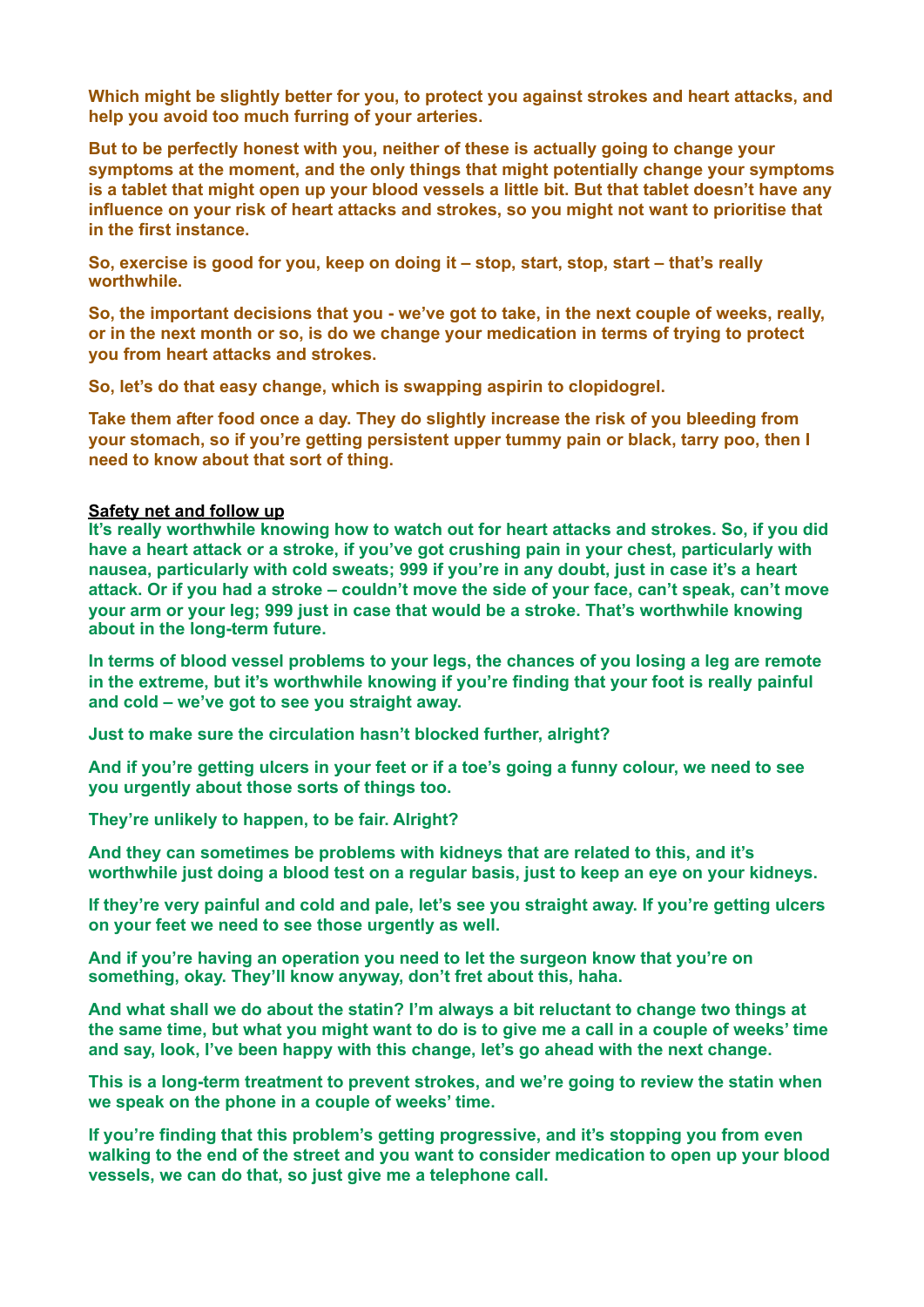**Which might be slightly better for you, to protect you against strokes and heart attacks, and help you avoid too much furring of your arteries.**

**But to be perfectly honest with you, neither of these is actually going to change your symptoms at the moment, and the only things that might potentially change your symptoms is a tablet that might open up your blood vessels a little bit. But that tablet doesn't have any influence on your risk of heart attacks and strokes, so you might not want to prioritise that in the first instance.**

**So, exercise is good for you, keep on doing it – stop, start, stop, start – that's really worthwhile.**

**So, the important decisions that you - we've got to take, in the next couple of weeks, really, or in the next month or so, is do we change your medication in terms of trying to protect you from heart attacks and strokes.**

**So, let's do that easy change, which is swapping aspirin to clopidogrel.**

**Take them after food once a day. They do slightly increase the risk of you bleeding from your stomach, so if you're getting persistent upper tummy pain or black, tarry poo, then I need to know about that sort of thing.**

**Safety net and follow up**

**It's really worthwhile knowing how to watch out for heart attacks and strokes. So, if you did have a heart attack or a stroke, if you've got crushing pain in your chest, particularly with nausea, particularly with cold sweats; 999 if you're in any doubt, just in case it's a heart attack. Or if you had a stroke – couldn't move the side of your face, can't speak, can't move your arm or your leg; 999 just in case that would be a stroke. That's worthwhile knowing about in the long-term future.**

**In terms of blood vessel problems to your legs, the chances of you losing a leg are remote in the extreme, but it's worthwhile knowing if you're finding that your foot is really painful and cold – we've got to see you straight away.**

**Just to make sure the circulation hasn't blocked further, alright?**

**And if you're getting ulcers in your feet or if a toe's going a funny colour, we need to see you urgently about those sorts of things too.**

**They're unlikely to happen, to be fair. Alright?**

**And they can sometimes be problems with kidneys that are related to this, and it's worthwhile just doing a blood test on a regular basis, just to keep an eye on your kidneys.**

**If they're very painful and cold and pale, let's see you straight away. If you're getting ulcers on your feet we need to see those urgently as well.**

**And if you're having an operation you need to let the surgeon know that you're on something, okay. They'll know anyway, don't fret about this, haha.**

**And what shall we do about the statin? I'm always a bit reluctant to change two things at the same time, but what you might want to do is to give me a call in a couple of weeks' time and say, look, I've been happy with this change, let's go ahead with the next change.**

**This is a long-term treatment to prevent strokes, and we're going to review the statin when we speak on the phone in a couple of weeks' time.**

**If you're finding that this problem's getting progressive, and it's stopping you from even walking to the end of the street and you want to consider medication to open up your blood vessels, we can do that, so just give me a telephone call.**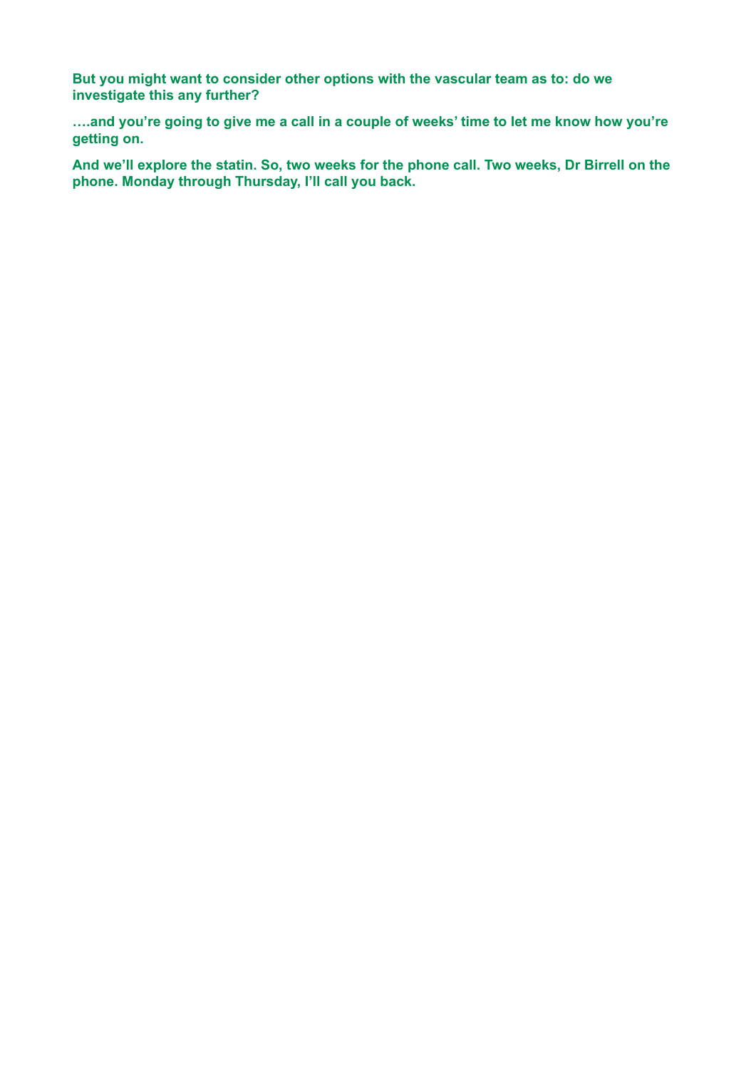**But you might want to consider other options with the vascular team as to: do we investigate this any further?**

**….and you're going to give me a call in a couple of weeks' time to let me know how you're getting on.**

**And we'll explore the statin. So, two weeks for the phone call. Two weeks, Dr Birrell on the phone. Monday through Thursday, I'll call you back.**